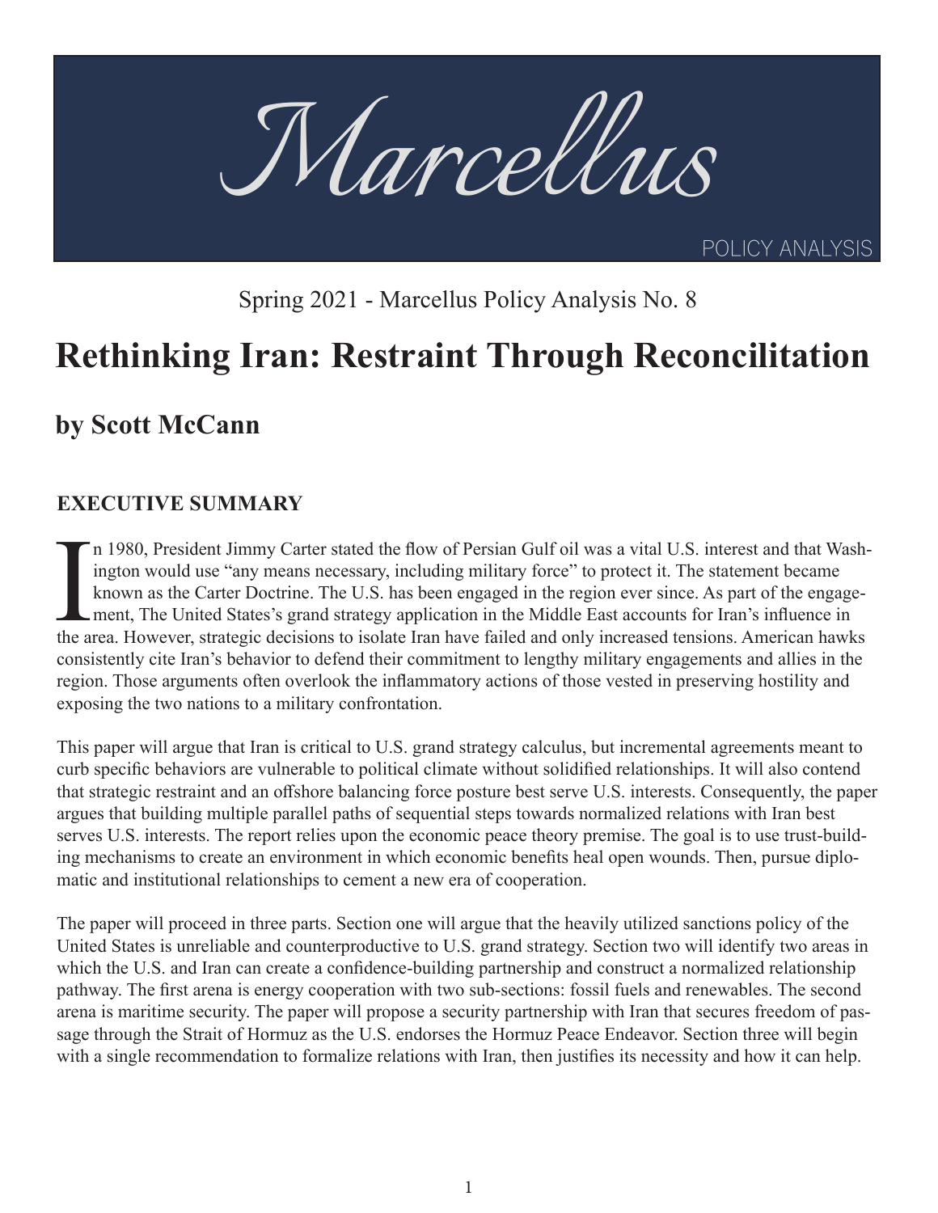# Marcellus

POLICY ANALYSIS

Spring 2021 - Marcellus Policy Analysis No. 8

# Rethinking Iran: Restraint Through Reconcilitation

## by Scott McCann

### EXECUTIVE SUMMARY

In 1980, President Jimmy Carter stated the flow of Persian Gulf oil was a vital U.S. interest and that Washington would use "any means necessary, including military force" to protect it. The statement became known as the Carter Doctrine. The U.S. has been engaged in the region ever since. As part of the engagement, The United States's grand strategy application in the Middle East accounts for Iran's influence in the area. However, strategic decisions to isolate Iran have failed and only increased tensions. American hawks consistently cite Iran's behavior to defend their commitment to lengthy military engagements and allies in the region. Those arguments often overlook the inflammatory actions of those vested in preserving hostility and exposing the two nations to a military confrontation.

This paper will argue that Iran is critical to U.S. grand strategy calculus, but incremental agreements meant to curb specific behaviors are vulnerable to political climate without solidified relationships. It will also contend that strategic restraint and an offshore balancing force posture best serve U.S. interests. Consequently, the paper argues that building multiple parallel paths of sequential steps towards normalized relations with Iran best serves U.S. interests. The report relies upon the economic peace theory premise. The goal is to use trust-building mechanisms to create an environment in which economic benefits heal open wounds. Then, pursue diplomatic and institutional relationships to cement a new era of cooperation.

The paper will proceed in three parts. Section one will argue that the heavily utilized sanctions policy of the United States is unreliable and counterproductive to U.S. grand strategy. Section two will identify two areas in which the U.S. and Iran can create a confidence-building partnership and construct a normalized relationship pathway. The first arena is energy cooperation with two sub-sections: fossil fuels and renewables. The second arena is maritime security. The paper will propose a security partnership with Iran that secures freedom of passage through the Strait of Hormuz as the U.S. endorses the Hormuz Peace Endeavor. Section three will begin with a single recommendation to formalize relations with Iran, then justifies its necessity and how it can help.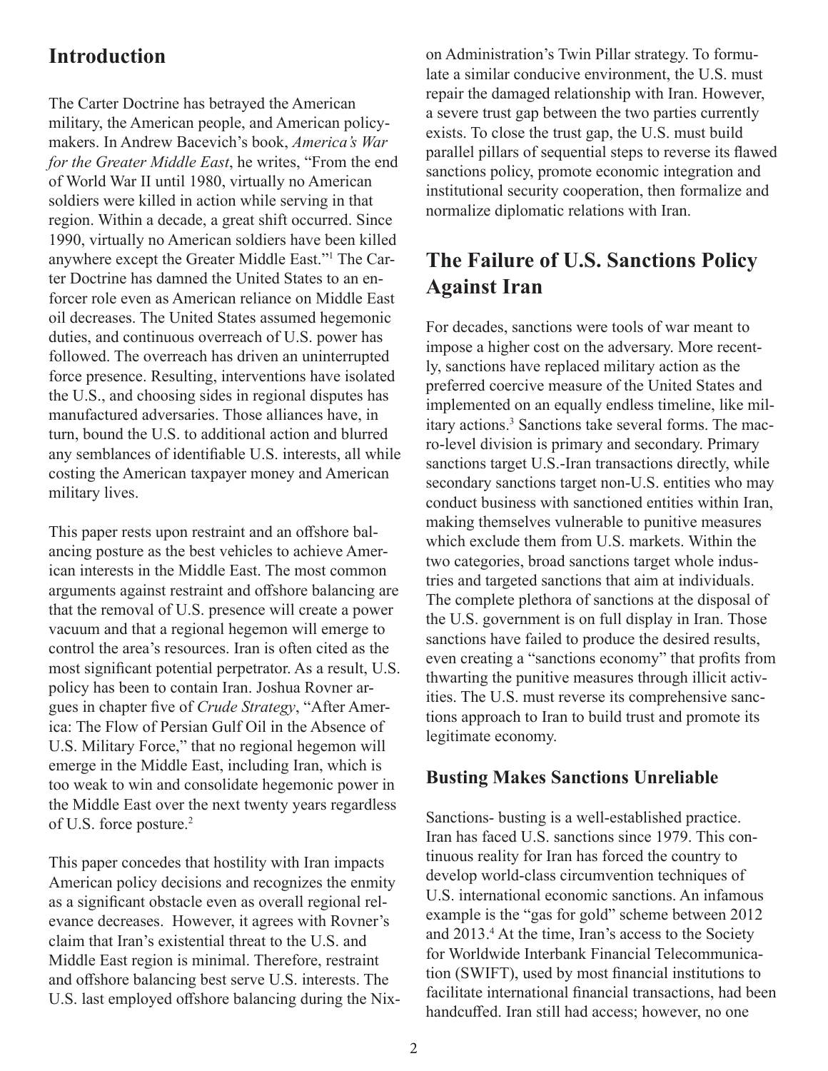## Introduction

The Carter Doctrine has betrayed the American military, the American people, and American policymakers. In Andrew Bacevich's book, *America's War for the Greater Middle East*, he writes, "From the end of World War II until 1980, virtually no American soldiers were killed in action while serving in that region. Within a decade, a great shift occurred. Since 1990, virtually no American soldiers have been killed anywhere except the Greater Middle East."[1] The Carter Doctrine has damned the United States to an enforcer role even as American reliance on Middle East oil decreases. The United States assumed hegemonic duties, and continuous overreach of U.S. power has followed. The overreach has driven an uninterrupted force presence. Resulting, interventions have isolated the U.S., and choosing sides in regional disputes has manufactured adversaries. Those alliances have, in turn, bound the U.S. to additional action and blurred any semblances of identifiable U.S. interests, all while costing the American taxpayer money and American military lives.

This paper rests upon restraint and an offshore balancing posture as the best vehicles to achieve American interests in the Middle East. The most common arguments against restraint and offshore balancing are that the removal of U.S. presence will create a power vacuum and that a regional hegemon will emerge to control the area's resources. Iran is often cited as the most significant potential perpetrator. As a result, U.S. policy has been to contain Iran. Joshua Rovner argues in chapter five of *Crude Strategy*, "After America: The Flow of Persian Gulf Oil in the Absence of U.S. Military Force," that no regional hegemon will emerge in the Middle East, including Iran, which is too weak to win and consolidate hegemonic power in the Middle East over the next twenty years regardless of U.S. force posture.[2]

This paper concedes that hostility with Iran impacts American policy decisions and recognizes the enmity as a significant obstacle even as overall regional relevance decreases. However, it agrees with Rovner's claim that Iran's existential threat to the U.S. and Middle East region is minimal. Therefore, restraint and offshore balancing best serve U.S. interests. The U.S. last employed offshore balancing during the Nixon Administration's Twin Pillar strategy. To formulate a similar conducive environment, the U.S. must repair the damaged relationship with Iran. However, a severe trust gap between the two parties currently exists. To close the trust gap, the U.S. must build parallel pillars of sequential steps to reverse its flawed sanctions policy, promote economic integration and institutional security cooperation, then formalize and normalize diplomatic relations with Iran.

## The Failure of U.S. Sanctions Policy Against Iran

For decades, sanctions were tools of war meant to impose a higher cost on the adversary. More recently, sanctions have replaced military action as the preferred coercive measure of the United States and implemented on an equally endless timeline, like military actions.[3] Sanctions take several forms. The macro-level division is primary and secondary. Primary sanctions target U.S.-Iran transactions directly, while secondary sanctions target non-U.S. entities who may conduct business with sanctioned entities within Iran, making themselves vulnerable to punitive measures which exclude them from U.S. markets. Within the two categories, broad sanctions target whole industries and targeted sanctions that aim at individuals. The complete plethora of sanctions at the disposal of the U.S. government is on full display in Iran. Those sanctions have failed to produce the desired results, even creating a "sanctions economy" that profits from thwarting the punitive measures through illicit activities. The U.S. must reverse its comprehensive sanctions approach to Iran to build trust and promote its legitimate economy.

### Busting Makes Sanctions Unreliable

Sanctions- busting is a well-established practice. Iran has faced U.S. sanctions since 1979. This continuous reality for Iran has forced the country to develop world-class circumvention techniques of U.S. international economic sanctions. An infamous example is the "gas for gold" scheme between 2012 and 2013.[4] At the time, Iran's access to the Society for Worldwide Interbank Financial Telecommunication (SWIFT), used by most financial institutions to facilitate international financial transactions, had been handcuffed. Iran still had access; however, no one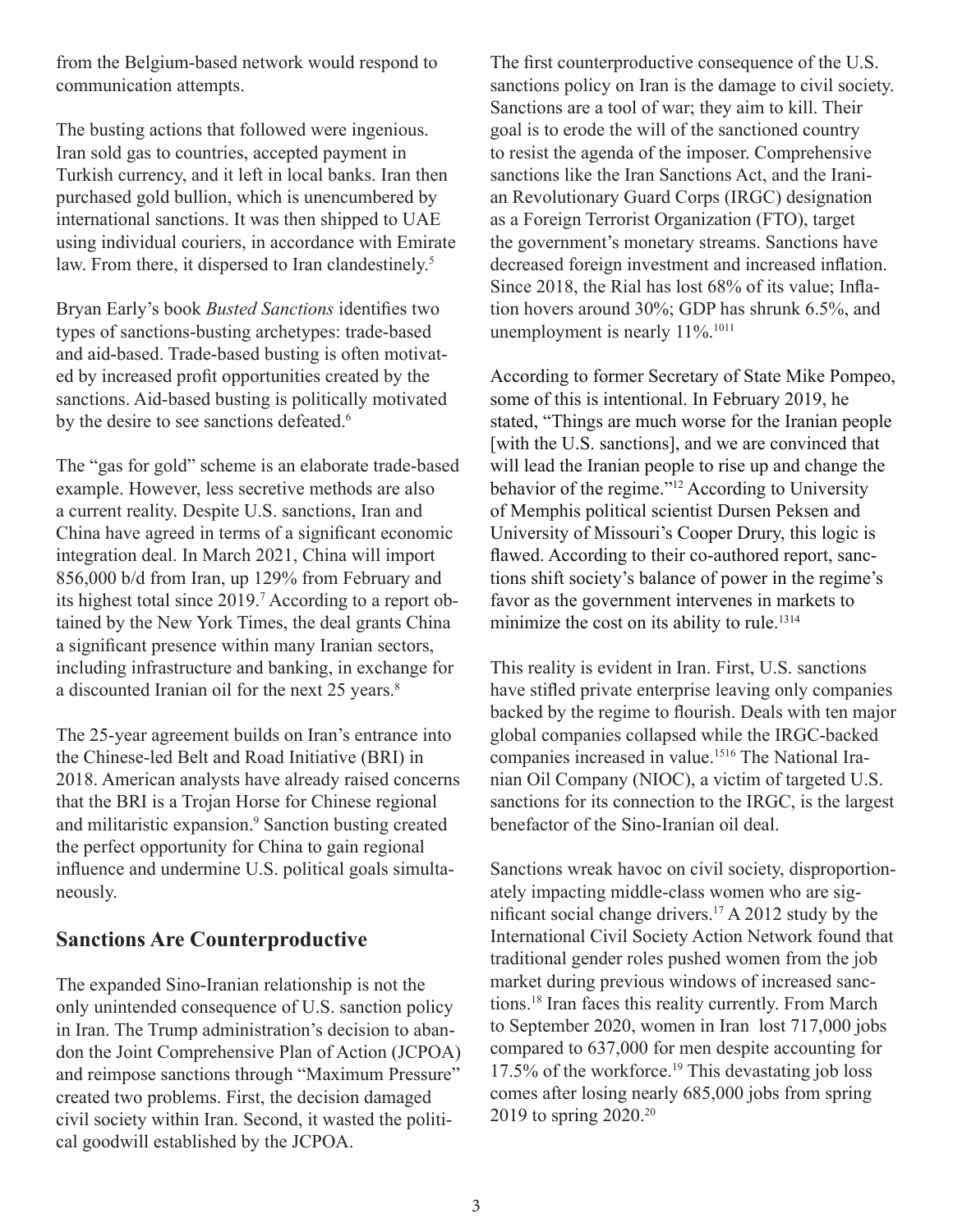from the Belgium-based network would respond to communication attempts.

The busting actions that followed were ingenious. Iran sold gas to countries, accepted payment in Turkish currency, and it left in local banks. Iran then purchased gold bullion, which is unencumbered by international sanctions. It was then shipped to UAE using individual couriers, in accordance with Emirate law. From there, it dispersed to Iran clandestinely.[5]

Bryan Early's book *Busted Sanctions* identifies two types of sanctions-busting archetypes: trade-based and aid-based. Trade-based busting is often motivated by increased profit opportunities created by the sanctions. Aid-based busting is politically motivated by the desire to see sanctions defeated.[6]

The "gas for gold" scheme is an elaborate trade-based example. However, less secretive methods are also a current reality. Despite U.S. sanctions, Iran and China have agreed in terms of a significant economic integration deal. In March 2021, China will import 856,000 b/d from Iran, up 129% from February and its highest total since 2019.[7] According to a report obtained by the New York Times, the deal grants China a significant presence within many Iranian sectors, including infrastructure and banking, in exchange for a discounted Iranian oil for the next 25 years.[8]

The 25-year agreement builds on Iran's entrance into the Chinese-led Belt and Road Initiative (BRI) in 2018. American analysts have already raised concerns that the BRI is a Trojan Horse for Chinese regional and militaristic expansion.[9] Sanction busting created the perfect opportunity for China to gain regional influence and undermine U.S. political goals simultaneously.

## Sanctions Are Counterproductive

The expanded Sino-Iranian relationship is not the only unintended consequence of U.S. sanction policy in Iran. The Trump administration's decision to abandon the Joint Comprehensive Plan of Action (JCPOA) and reimpose sanctions through "Maximum Pressure" created two problems. First, the decision damaged civil society within Iran. Second, it wasted the political goodwill established by the JCPOA.

The first counterproductive consequence of the U.S. sanctions policy on Iran is the damage to civil society. Sanctions are a tool of war; they aim to kill. Their goal is to erode the will of the sanctioned country to resist the agenda of the imposer. Comprehensive sanctions like the Iran Sanctions Act, and the Iranian Revolutionary Guard Corps (IRGC) designation as a Foreign Terrorist Organization (FTO), target the government's monetary streams. Sanctions have decreased foreign investment and increased inflation. Since 2018, the Rial has lost 68% of its value; Inflation hovers around 30%; GDP has shrunk 6.5%, and unemployment is nearly 11%.[10,11]

According to former Secretary of State Mike Pompeo, some of this is intentional. In February 2019, he stated, "Things are much worse for the Iranian people [with the U.S. sanctions], and we are convinced that will lead the Iranian people to rise up and change the behavior of the regime."[12] According to University of Memphis political scientist Dursen Peksen and University of Missouri's Cooper Drury, this logic is flawed. According to their co-authored report, sanctions shift society's balance of power in the regime's favor as the government intervenes in markets to minimize the cost on its ability to rule.[13,14]

This reality is evident in Iran. First, U.S. sanctions have stifled private enterprise leaving only companies backed by the regime to flourish. Deals with ten major global companies collapsed while the IRGC-backed companies increased in value.[15,16] The National Iranian Oil Company (NIOC), a victim of targeted U.S. sanctions for its connection to the IRGC, is the largest benefactor of the Sino-Iranian oil deal.

Sanctions wreak havoc on civil society, disproportionately impacting middle-class women who are significant social change drivers.[17] A 2012 study by the International Civil Society Action Network found that traditional gender roles pushed women from the job market during previous windows of increased sanctions.[18] Iran faces this reality currently. From March to September 2020, women in Iran lost 717,000 jobs compared to 637,000 for men despite accounting for 17.5% of the workforce.[19] This devastating job loss comes after losing nearly 685,000 jobs from spring 2019 to spring 2020.[20]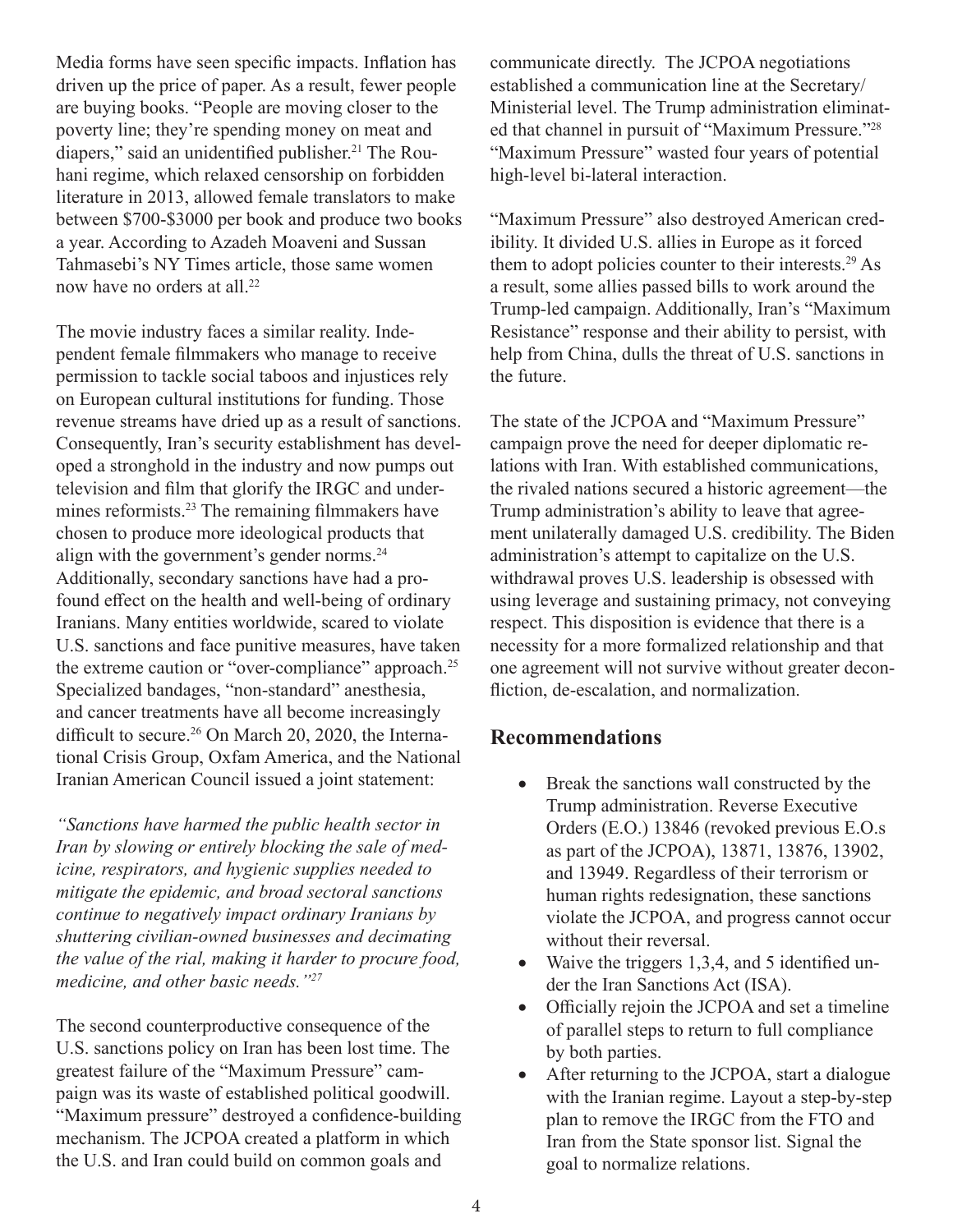Media forms have seen specific impacts. Inflation has driven up the price of paper. As a result, fewer people are buying books. "People are moving closer to the poverty line; they're spending money on meat and diapers," said an unidentified publisher.[21] The Rouhani regime, which relaxed censorship on forbidden literature in 2013, allowed female translators to make between $700-$3000 per book and produce two books a year. According to Azadeh Moaveni and Sussan Tahmasebi's NY Times article, those same women now have no orders at all.[22]

The movie industry faces a similar reality. Independent female filmmakers who manage to receive permission to tackle social taboos and injustices rely on European cultural institutions for funding. Those revenue streams have dried up as a result of sanctions. Consequently, Iran's security establishment has developed a stronghold in the industry and now pumps out television and film that glorify the IRGC and undermines reformists.[23] The remaining filmmakers have chosen to produce more ideological products that align with the government's gender norms.[24] Additionally, secondary sanctions have had a profound effect on the health and well-being of ordinary Iranians. Many entities worldwide, scared to violate U.S. sanctions and face punitive measures, have taken the extreme caution or "over-compliance" approach.[25] Specialized bandages, "non-standard" anesthesia, and cancer treatments have all become increasingly difficult to secure.[26] On March 20, 2020, the International Crisis Group, Oxfam America, and the National Iranian American Council issued a joint statement:

*"Sanctions have harmed the public health sector in Iran by slowing or entirely blocking the sale of medicine, respirators, and hygienic supplies needed to mitigate the epidemic, and broad sectoral sanctions continue to negatively impact ordinary Iranians by shuttering civilian-owned businesses and decimating the value of the rial, making it harder to procure food, medicine, and other basic needs."*[27]

The second counterproductive consequence of the U.S. sanctions policy on Iran has been lost time. The greatest failure of the "Maximum Pressure" campaign was its waste of established political goodwill. "Maximum pressure" destroyed a confidence-building mechanism. The JCPOA created a platform in which the U.S. and Iran could build on common goals and communicate directly. The JCPOA negotiations established a communication line at the Secretary/Ministerial level. The Trump administration eliminated that channel in pursuit of "Maximum Pressure."[28] "Maximum Pressure" wasted four years of potential high-level bi-lateral interaction.

"Maximum Pressure" also destroyed American credibility. It divided U.S. allies in Europe as it forced them to adopt policies counter to their interests.[29] As a result, some allies passed bills to work around the Trump-led campaign. Additionally, Iran's "Maximum Resistance" response and their ability to persist, with help from China, dulls the threat of U.S. sanctions in the future.

The state of the JCPOA and "Maximum Pressure" campaign prove the need for deeper diplomatic relations with Iran. With established communications, the rivaled nations secured a historic agreement—the Trump administration's ability to leave that agreement unilaterally damaged U.S. credibility. The Biden administration's attempt to capitalize on the U.S. withdrawal proves U.S. leadership is obsessed with using leverage and sustaining primacy, not conveying respect. This disposition is evidence that there is a necessity for a more formalized relationship and that one agreement will not survive without greater deconfliction, de-escalation, and normalization.

## Recommendations

- Break the sanctions wall constructed by the Trump administration. Reverse Executive Orders (E.O.) 13846 (revoked previous E.O.s as part of the JCPOA), 13871, 13876, 13902, and 13949. Regardless of their terrorism or human rights redesignation, these sanctions violate the JCPOA, and progress cannot occur without their reversal.
- Waive the triggers 1,3,4, and 5 identified under the Iran Sanctions Act (ISA).
- Officially rejoin the JCPOA and set a timeline of parallel steps to return to full compliance by both parties.
- After returning to the JCPOA, start a dialogue with the Iranian regime. Layout a step-by-step plan to remove the IRGC from the FTO and Iran from the State sponsor list. Signal the goal to normalize relations.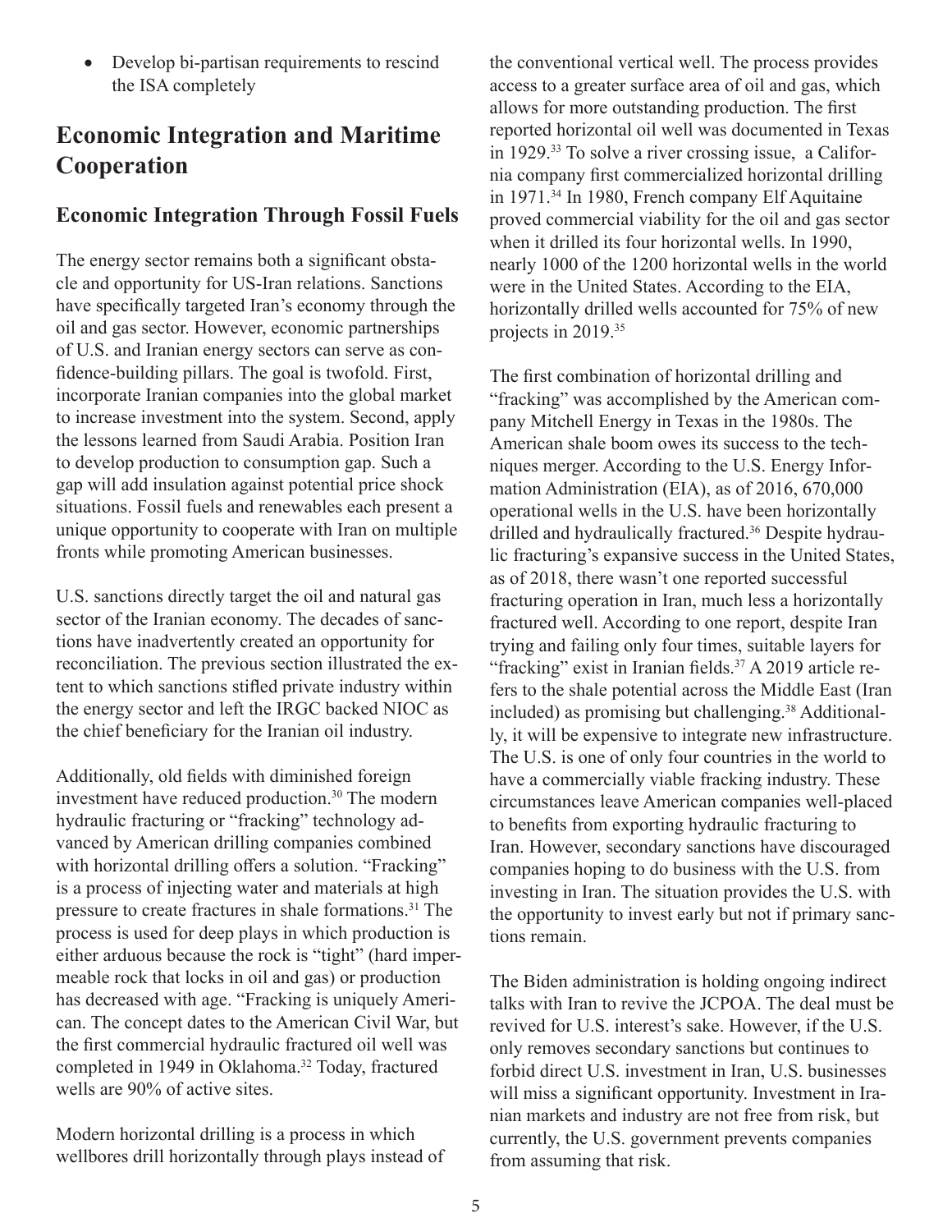- Develop bi-partisan requirements to rescind the ISA completely

## Economic Integration and Maritime Cooperation

### Economic Integration Through Fossil Fuels

The energy sector remains both a significant obstacle and opportunity for US-Iran relations. Sanctions have specifically targeted Iran's economy through the oil and gas sector. However, economic partnerships of U.S. and Iranian energy sectors can serve as confidence-building pillars. The goal is twofold. First, incorporate Iranian companies into the global market to increase investment into the system. Second, apply the lessons learned from Saudi Arabia. Position Iran to develop production to consumption gap. Such a gap will add insulation against potential price shock situations. Fossil fuels and renewables each present a unique opportunity to cooperate with Iran on multiple fronts while promoting American businesses.

U.S. sanctions directly target the oil and natural gas sector of the Iranian economy. The decades of sanctions have inadvertently created an opportunity for reconciliation. The previous section illustrated the extent to which sanctions stifled private industry within the energy sector and left the IRGC backed NIOC as the chief beneficiary for the Iranian oil industry.

Additionally, old fields with diminished foreign investment have reduced production.[30] The modern hydraulic fracturing or "fracking" technology advanced by American drilling companies combined with horizontal drilling offers a solution. "Fracking" is a process of injecting water and materials at high pressure to create fractures in shale formations.[31] The process is used for deep plays in which production is either arduous because the rock is "tight" (hard impermeable rock that locks in oil and gas) or production has decreased with age. "Fracking is uniquely American. The concept dates to the American Civil War, but the first commercial hydraulic fractured oil well was completed in 1949 in Oklahoma.[32] Today, fractured wells are 90% of active sites.

Modern horizontal drilling is a process in which wellbores drill horizontally through plays instead of the conventional vertical well. The process provides access to a greater surface area of oil and gas, which allows for more outstanding production. The first reported horizontal oil well was documented in Texas in 1929.[33] To solve a river crossing issue, a California company first commercialized horizontal drilling in 1971.[34] In 1980, French company Elf Aquitaine proved commercial viability for the oil and gas sector when it drilled its four horizontal wells. In 1990, nearly 1000 of the 1200 horizontal wells in the world were in the United States. According to the EIA, horizontally drilled wells accounted for 75% of new projects in 2019.[35]

The first combination of horizontal drilling and "fracking" was accomplished by the American company Mitchell Energy in Texas in the 1980s. The American shale boom owes its success to the techniques merger. According to the U.S. Energy Information Administration (EIA), as of 2016, 670,000 operational wells in the U.S. have been horizontally drilled and hydraulically fractured.[36] Despite hydraulic fracturing's expansive success in the United States, as of 2018, there wasn't one reported successful fracturing operation in Iran, much less a horizontally fractured well. According to one report, despite Iran trying and failing only four times, suitable layers for "fracking" exist in Iranian fields.[37] A 2019 article refers to the shale potential across the Middle East (Iran included) as promising but challenging.[38] Additionally, it will be expensive to integrate new infrastructure. The U.S. is one of only four countries in the world to have a commercially viable fracking industry. These circumstances leave American companies well-placed to benefits from exporting hydraulic fracturing to Iran. However, secondary sanctions have discouraged companies hoping to do business with the U.S. from investing in Iran. The situation provides the U.S. with the opportunity to invest early but not if primary sanctions remain.

The Biden administration is holding ongoing indirect talks with Iran to revive the JCPOA. The deal must be revived for U.S. interest's sake. However, if the U.S. only removes secondary sanctions but continues to forbid direct U.S. investment in Iran, U.S. businesses will miss a significant opportunity. Investment in Iranian markets and industry are not free from risk, but currently, the U.S. government prevents companies from assuming that risk.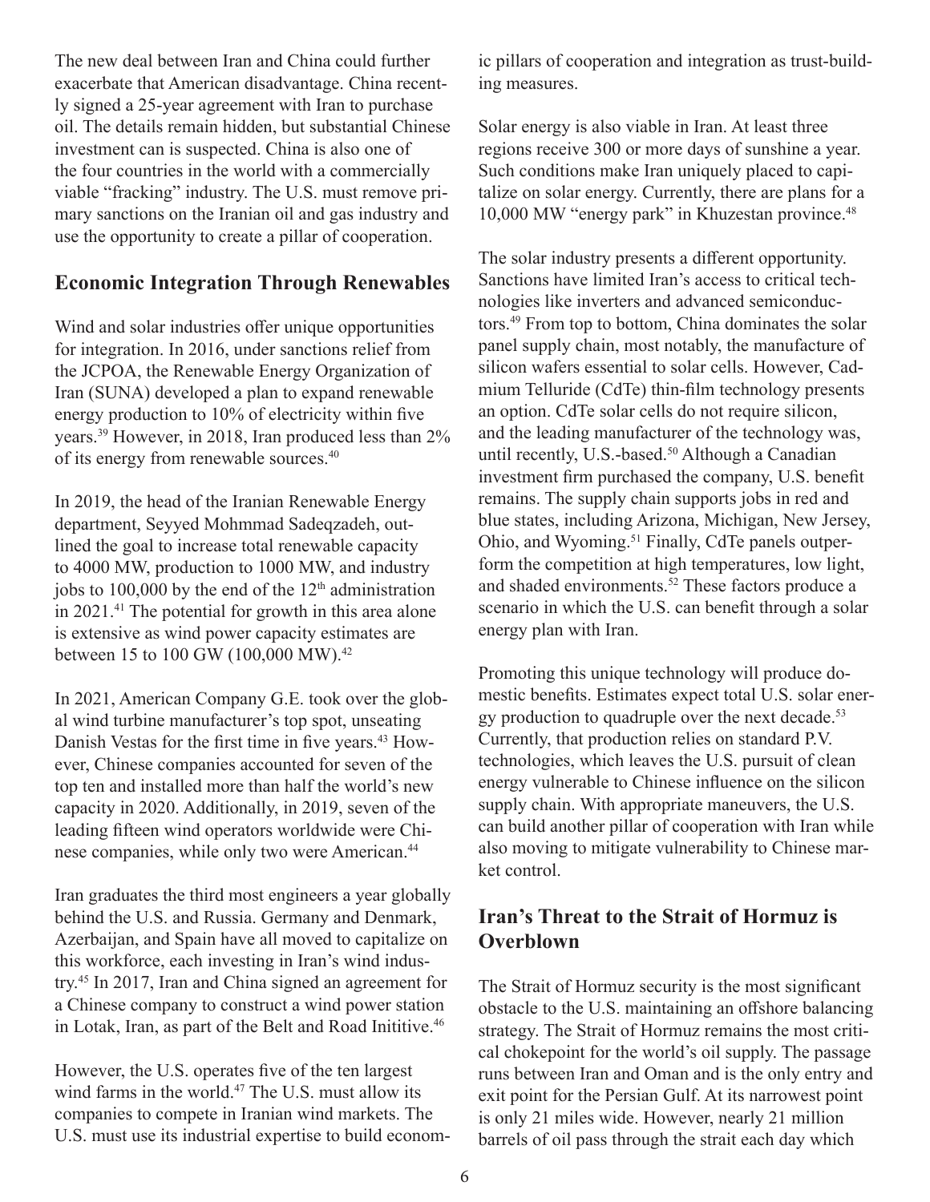The new deal between Iran and China could further exacerbate that American disadvantage. China recently signed a 25-year agreement with Iran to purchase oil. The details remain hidden, but substantial Chinese investment can is suspected. China is also one of the four countries in the world with a commercially viable "fracking" industry. The U.S. must remove primary sanctions on the Iranian oil and gas industry and use the opportunity to create a pillar of cooperation.

## Economic Integration Through Renewables

Wind and solar industries offer unique opportunities for integration. In 2016, under sanctions relief from the JCPOA, the Renewable Energy Organization of Iran (SUNA) developed a plan to expand renewable energy production to 10% of electricity within five years.[39] However, in 2018, Iran produced less than 2% of its energy from renewable sources.[40]

In 2019, the head of the Iranian Renewable Energy department, Seyyed Mohmmad Sadeqzadeh, outlined the goal to increase total renewable capacity to 4000 MW, production to 1000 MW, and industry jobs to 100,000 by the end of the 12th administration in 2021.[41] The potential for growth in this area alone is extensive as wind power capacity estimates are between 15 to 100 GW (100,000 MW).[42]

In 2021, American Company G.E. took over the global wind turbine manufacturer's top spot, unseating Danish Vestas for the first time in five years.[43] However, Chinese companies accounted for seven of the top ten and installed more than half the world's new capacity in 2020. Additionally, in 2019, seven of the leading fifteen wind operators worldwide were Chinese companies, while only two were American.[44]

Iran graduates the third most engineers a year globally behind the U.S. and Russia. Germany and Denmark, Azerbaijan, and Spain have all moved to capitalize on this workforce, each investing in Iran's wind industry.[45] In 2017, Iran and China signed an agreement for a Chinese company to construct a wind power station in Lotak, Iran, as part of the Belt and Road Inititive.[46]

However, the U.S. operates five of the ten largest wind farms in the world.[47] The U.S. must allow its companies to compete in Iranian wind markets. The U.S. must use its industrial expertise to build economic pillars of cooperation and integration as trust-building measures.

Solar energy is also viable in Iran. At least three regions receive 300 or more days of sunshine a year. Such conditions make Iran uniquely placed to capitalize on solar energy. Currently, there are plans for a 10,000 MW "energy park" in Khuzestan province.[48]

The solar industry presents a different opportunity. Sanctions have limited Iran's access to critical technologies like inverters and advanced semiconductors.[49] From top to bottom, China dominates the solar panel supply chain, most notably, the manufacture of silicon wafers essential to solar cells. However, Cadmium Telluride (CdTe) thin-film technology presents an option. CdTe solar cells do not require silicon, and the leading manufacturer of the technology was, until recently, U.S.-based.[50] Although a Canadian investment firm purchased the company, U.S. benefit remains. The supply chain supports jobs in red and blue states, including Arizona, Michigan, New Jersey, Ohio, and Wyoming.[51] Finally, CdTe panels outperform the competition at high temperatures, low light, and shaded environments.[52] These factors produce a scenario in which the U.S. can benefit through a solar energy plan with Iran.

Promoting this unique technology will produce domestic benefits. Estimates expect total U.S. solar energy production to quadruple over the next decade.[53] Currently, that production relies on standard P.V. technologies, which leaves the U.S. pursuit of clean energy vulnerable to Chinese influence on the silicon supply chain. With appropriate maneuvers, the U.S. can build another pillar of cooperation with Iran while also moving to mitigate vulnerability to Chinese market control.

## Iran's Threat to the Strait of Hormuz is Overblown

The Strait of Hormuz security is the most significant obstacle to the U.S. maintaining an offshore balancing strategy. The Strait of Hormuz remains the most critical chokepoint for the world's oil supply. The passage runs between Iran and Oman and is the only entry and exit point for the Persian Gulf. At its narrowest point is only 21 miles wide. However, nearly 21 million barrels of oil pass through the strait each day which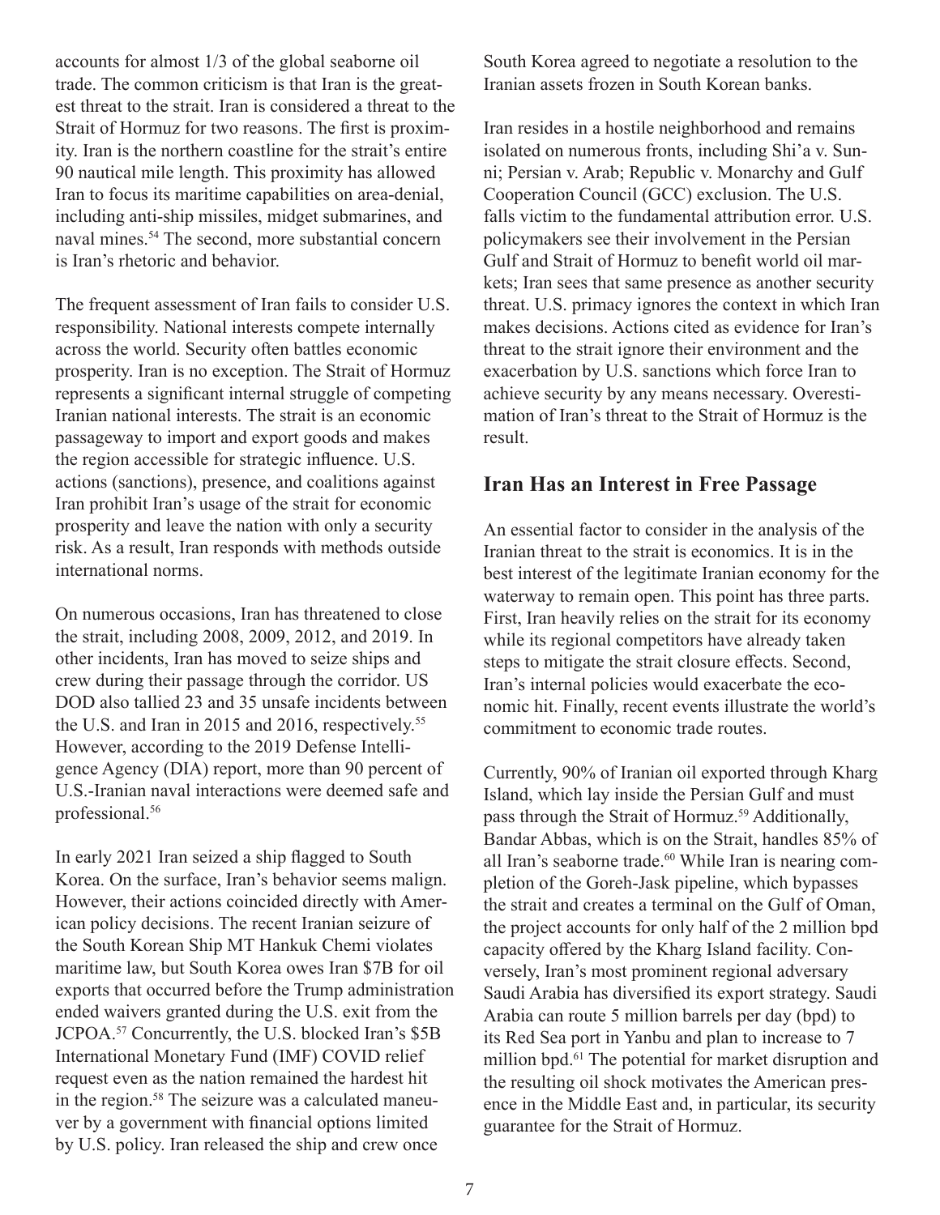accounts for almost 1/3 of the global seaborne oil trade. The common criticism is that Iran is the greatest threat to the strait. Iran is considered a threat to the Strait of Hormuz for two reasons. The first is proximity. Iran is the northern coastline for the strait's entire 90 nautical mile length. This proximity has allowed Iran to focus its maritime capabilities on area-denial, including anti-ship missiles, midget submarines, and naval mines.[54] The second, more substantial concern is Iran's rhetoric and behavior.

The frequent assessment of Iran fails to consider U.S. responsibility. National interests compete internally across the world. Security often battles economic prosperity. Iran is no exception. The Strait of Hormuz represents a significant internal struggle of competing Iranian national interests. The strait is an economic passageway to import and export goods and makes the region accessible for strategic influence. U.S. actions (sanctions), presence, and coalitions against Iran prohibit Iran's usage of the strait for economic prosperity and leave the nation with only a security risk. As a result, Iran responds with methods outside international norms.

On numerous occasions, Iran has threatened to close the strait, including 2008, 2009, 2012, and 2019. In other incidents, Iran has moved to seize ships and crew during their passage through the corridor. US DOD also tallied 23 and 35 unsafe incidents between the U.S. and Iran in 2015 and 2016, respectively.[55] However, according to the 2019 Defense Intelligence Agency (DIA) report, more than 90 percent of U.S.-Iranian naval interactions were deemed safe and professional.[56]

In early 2021 Iran seized a ship flagged to South Korea. On the surface, Iran's behavior seems malign. However, their actions coincided directly with American policy decisions. The recent Iranian seizure of the South Korean Ship MT Hankuk Chemi violates maritime law, but South Korea owes Iran $7B for oil exports that occurred before the Trump administration ended waivers granted during the U.S. exit from the JCPOA.[57] Concurrently, the U.S. blocked Iran's $5B International Monetary Fund (IMF) COVID relief request even as the nation remained the hardest hit in the region.[58] The seizure was a calculated maneuver by a government with financial options limited by U.S. policy. Iran released the ship and crew once South Korea agreed to negotiate a resolution to the Iranian assets frozen in South Korean banks.

Iran resides in a hostile neighborhood and remains isolated on numerous fronts, including Shi'a v. Sunni; Persian v. Arab; Republic v. Monarchy and Gulf Cooperation Council (GCC) exclusion. The U.S. falls victim to the fundamental attribution error. U.S. policymakers see their involvement in the Persian Gulf and Strait of Hormuz to benefit world oil markets; Iran sees that same presence as another security threat. U.S. primacy ignores the context in which Iran makes decisions. Actions cited as evidence for Iran's threat to the strait ignore their environment and the exacerbation by U.S. sanctions which force Iran to achieve security by any means necessary. Overestimation of Iran's threat to the Strait of Hormuz is the result.

## Iran Has an Interest in Free Passage

An essential factor to consider in the analysis of the Iranian threat to the strait is economics. It is in the best interest of the legitimate Iranian economy for the waterway to remain open. This point has three parts. First, Iran heavily relies on the strait for its economy while its regional competitors have already taken steps to mitigate the strait closure effects. Second, Iran's internal policies would exacerbate the economic hit. Finally, recent events illustrate the world's commitment to economic trade routes.

Currently, 90% of Iranian oil exported through Kharg Island, which lay inside the Persian Gulf and must pass through the Strait of Hormuz.[59] Additionally, Bandar Abbas, which is on the Strait, handles 85% of all Iran's seaborne trade.[60] While Iran is nearing completion of the Goreh-Jask pipeline, which bypasses the strait and creates a terminal on the Gulf of Oman, the project accounts for only half of the 2 million bpd capacity offered by the Kharg Island facility. Conversely, Iran's most prominent regional adversary Saudi Arabia has diversified its export strategy. Saudi Arabia can route 5 million barrels per day (bpd) to its Red Sea port in Yanbu and plan to increase to 7 million bpd.[61] The potential for market disruption and the resulting oil shock motivates the American presence in the Middle East and, in particular, its security guarantee for the Strait of Hormuz.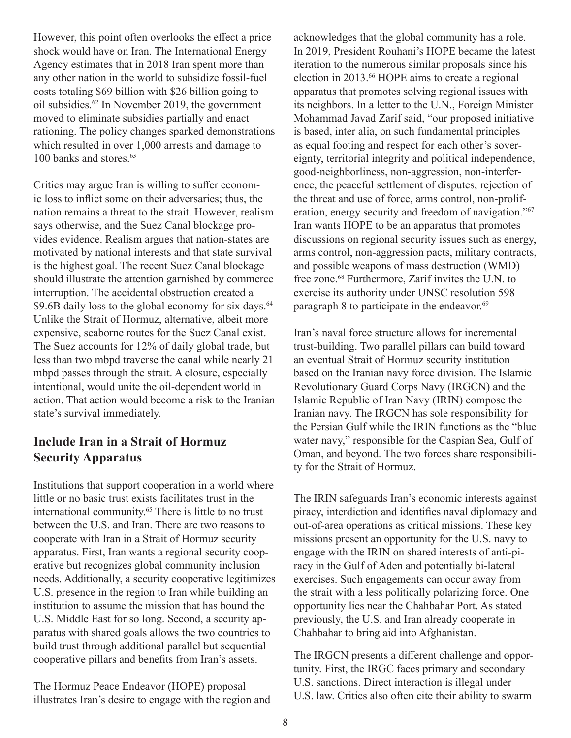However, this point often overlooks the effect a price shock would have on Iran. The International Energy Agency estimates that in 2018 Iran spent more than any other nation in the world to subsidize fossil-fuel costs totaling $69 billion with $26 billion going to oil subsidies.[62] In November 2019, the government moved to eliminate subsidies partially and enact rationing. The policy changes sparked demonstrations which resulted in over 1,000 arrests and damage to 100 banks and stores.[63]

Critics may argue Iran is willing to suffer economic loss to inflict some on their adversaries; thus, the nation remains a threat to the strait. However, realism says otherwise, and the Suez Canal blockage provides evidence. Realism argues that nation-states are motivated by national interests and that state survival is the highest goal. The recent Suez Canal blockage should illustrate the attention garnished by commerce interruption. The accidental obstruction created a $9.6B daily loss to the global economy for six days.[64] Unlike the Strait of Hormuz, alternative, albeit more expensive, seaborne routes for the Suez Canal exist. The Suez accounts for 12% of daily global trade, but less than two mbpd traverse the canal while nearly 21 mbpd passes through the strait. A closure, especially intentional, would unite the oil-dependent world in action. That action would become a risk to the Iranian state's survival immediately.

## Include Iran in a Strait of Hormuz Security Apparatus

Institutions that support cooperation in a world where little or no basic trust exists facilitates trust in the international community.[65] There is little to no trust between the U.S. and Iran. There are two reasons to cooperate with Iran in a Strait of Hormuz security apparatus. First, Iran wants a regional security cooperative but recognizes global community inclusion needs. Additionally, a security cooperative legitimizes U.S. presence in the region to Iran while building an institution to assume the mission that has bound the U.S. Middle East for so long. Second, a security apparatus with shared goals allows the two countries to build trust through additional parallel but sequential cooperative pillars and benefits from Iran's assets.

The Hormuz Peace Endeavor (HOPE) proposal illustrates Iran's desire to engage with the region and acknowledges that the global community has a role. In 2019, President Rouhani's HOPE became the latest iteration to the numerous similar proposals since his election in 2013.[66] HOPE aims to create a regional apparatus that promotes solving regional issues with its neighbors. In a letter to the U.N., Foreign Minister Mohammad Javad Zarif said, "our proposed initiative is based, inter alia, on such fundamental principles as equal footing and respect for each other's sovereignty, territorial integrity and political independence, good-neighborliness, non-aggression, non-interference, the peaceful settlement of disputes, rejection of the threat and use of force, arms control, non-proliferation, energy security and freedom of navigation."[67] Iran wants HOPE to be an apparatus that promotes discussions on regional security issues such as energy, arms control, non-aggression pacts, military contracts, and possible weapons of mass destruction (WMD) free zone.[68] Furthermore, Zarif invites the U.N. to exercise its authority under UNSC resolution 598 paragraph 8 to participate in the endeavor.[69]

Iran's naval force structure allows for incremental trust-building. Two parallel pillars can build toward an eventual Strait of Hormuz security institution based on the Iranian navy force division. The Islamic Revolutionary Guard Corps Navy (IRGCN) and the Islamic Republic of Iran Navy (IRIN) compose the Iranian navy. The IRGCN has sole responsibility for the Persian Gulf while the IRIN functions as the "blue water navy," responsible for the Caspian Sea, Gulf of Oman, and beyond. The two forces share responsibility for the Strait of Hormuz.

The IRIN safeguards Iran's economic interests against piracy, interdiction and identifies naval diplomacy and out-of-area operations as critical missions. These key missions present an opportunity for the U.S. navy to engage with the IRIN on shared interests of anti-piracy in the Gulf of Aden and potentially bi-lateral exercises. Such engagements can occur away from the strait with a less politically polarizing force. One opportunity lies near the Chahbahar Port. As stated previously, the U.S. and Iran already cooperate in Chahbahar to bring aid into Afghanistan.

The IRGCN presents a different challenge and opportunity. First, the IRGC faces primary and secondary U.S. sanctions. Direct interaction is illegal under U.S. law. Critics also often cite their ability to swarm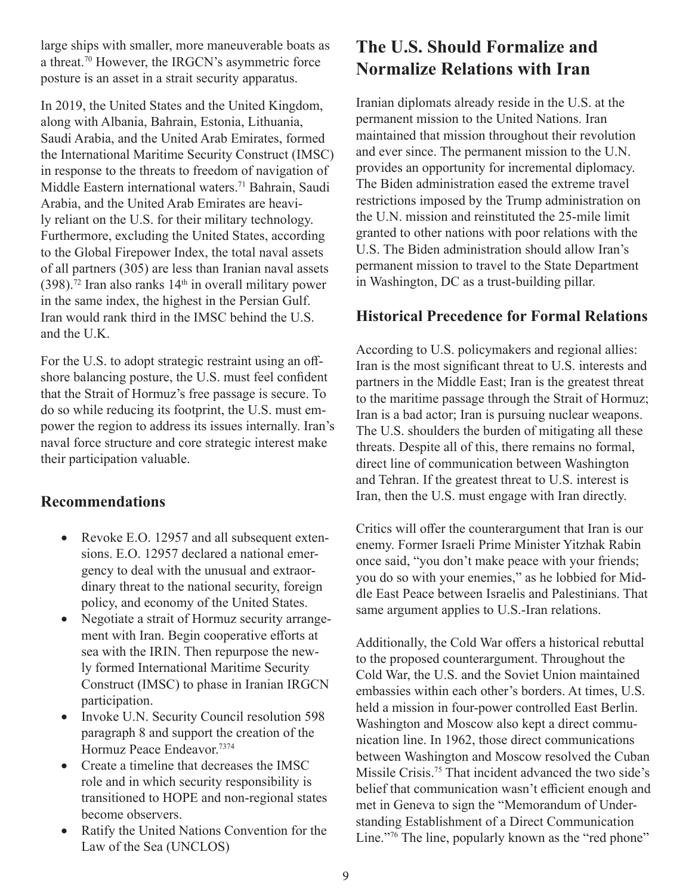large ships with smaller, more maneuverable boats as a threat.[70] However, the IRGCN's asymmetric force posture is an asset in a strait security apparatus.

In 2019, the United States and the United Kingdom, along with Albania, Bahrain, Estonia, Lithuania, Saudi Arabia, and the United Arab Emirates, formed the International Maritime Security Construct (IMSC) in response to the threats to freedom of navigation of Middle Eastern international waters.[71] Bahrain, Saudi Arabia, and the United Arab Emirates are heavily reliant on the U.S. for their military technology. Furthermore, excluding the United States, according to the Global Firepower Index, the total naval assets of all partners (305) are less than Iranian naval assets (398).[72] Iran also ranks 14th in overall military power in the same index, the highest in the Persian Gulf. Iran would rank third in the IMSC behind the U.S. and the U.K.

For the U.S. to adopt strategic restraint using an offshore balancing posture, the U.S. must feel confident that the Strait of Hormuz's free passage is secure. To do so while reducing its footprint, the U.S. must empower the region to address its issues internally. Iran's naval force structure and core strategic interest make their participation valuable.

### Recommendations

- Revoke E.O. 12957 and all subsequent extensions. E.O. 12957 declared a national emergency to deal with the unusual and extraordinary threat to the national security, foreign policy, and economy of the United States.
- Negotiate a strait of Hormuz security arrangement with Iran. Begin cooperative efforts at sea with the IRIN. Then repurpose the newly formed International Maritime Security Construct (IMSC) to phase in Iranian IRGCN participation.
- Invoke U.N. Security Council resolution 598 paragraph 8 and support the creation of the Hormuz Peace Endeavor.[73][74]
- Create a timeline that decreases the IMSC role and in which security responsibility is transitioned to HOPE and non-regional states become observers.
- Ratify the United Nations Convention for the Law of the Sea (UNCLOS)

## The U.S. Should Formalize and Normalize Relations with Iran

Iranian diplomats already reside in the U.S. at the permanent mission to the United Nations. Iran maintained that mission throughout their revolution and ever since. The permanent mission to the U.N. provides an opportunity for incremental diplomacy. The Biden administration eased the extreme travel restrictions imposed by the Trump administration on the U.N. mission and reinstituted the 25-mile limit granted to other nations with poor relations with the U.S. The Biden administration should allow Iran's permanent mission to travel to the State Department in Washington, DC as a trust-building pillar.

### Historical Precedence for Formal Relations

According to U.S. policymakers and regional allies: Iran is the most significant threat to U.S. interests and partners in the Middle East; Iran is the greatest threat to the maritime passage through the Strait of Hormuz; Iran is a bad actor; Iran is pursuing nuclear weapons. The U.S. shoulders the burden of mitigating all these threats. Despite all of this, there remains no formal, direct line of communication between Washington and Tehran. If the greatest threat to U.S. interest is Iran, then the U.S. must engage with Iran directly.

Critics will offer the counterargument that Iran is our enemy. Former Israeli Prime Minister Yitzhak Rabin once said, "you don't make peace with your friends; you do so with your enemies," as he lobbied for Middle East Peace between Israelis and Palestinians. That same argument applies to U.S.-Iran relations.

Additionally, the Cold War offers a historical rebuttal to the proposed counterargument. Throughout the Cold War, the U.S. and the Soviet Union maintained embassies within each other's borders. At times, U.S. held a mission in four-power controlled East Berlin. Washington and Moscow also kept a direct communication line. In 1962, those direct communications between Washington and Moscow resolved the Cuban Missile Crisis.[75] That incident advanced the two side's belief that communication wasn't efficient enough and met in Geneva to sign the "Memorandum of Understanding Establishment of a Direct Communication Line."[76] The line, popularly known as the "red phone"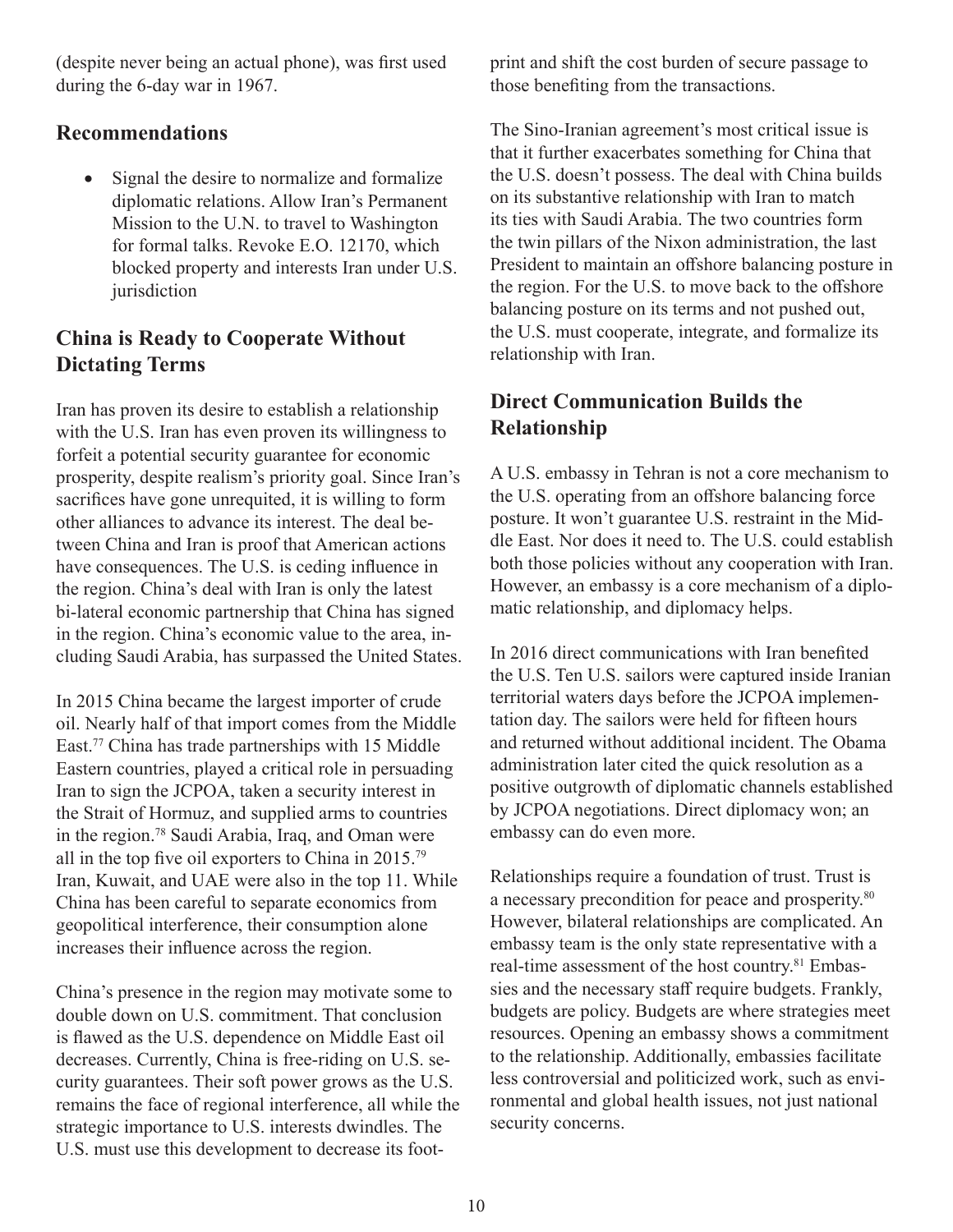(despite never being an actual phone), was first used during the 6-day war in 1967.

## Recommendations

- Signal the desire to normalize and formalize diplomatic relations. Allow Iran's Permanent Mission to the U.N. to travel to Washington for formal talks. Revoke E.O. 12170, which blocked property and interests Iran under U.S. jurisdiction

## China is Ready to Cooperate Without Dictating Terms

Iran has proven its desire to establish a relationship with the U.S. Iran has even proven its willingness to forfeit a potential security guarantee for economic prosperity, despite realism's priority goal. Since Iran's sacrifices have gone unrequited, it is willing to form other alliances to advance its interest. The deal between China and Iran is proof that American actions have consequences. The U.S. is ceding influence in the region. China's deal with Iran is only the latest bi-lateral economic partnership that China has signed in the region. China's economic value to the area, including Saudi Arabia, has surpassed the United States.

In 2015 China became the largest importer of crude oil. Nearly half of that import comes from the Middle East.[77] China has trade partnerships with 15 Middle Eastern countries, played a critical role in persuading Iran to sign the JCPOA, taken a security interest in the Strait of Hormuz, and supplied arms to countries in the region.[78] Saudi Arabia, Iraq, and Oman were all in the top five oil exporters to China in 2015.[79] Iran, Kuwait, and UAE were also in the top 11. While China has been careful to separate economics from geopolitical interference, their consumption alone increases their influence across the region.

China's presence in the region may motivate some to double down on U.S. commitment. That conclusion is flawed as the U.S. dependence on Middle East oil decreases. Currently, China is free-riding on U.S. security guarantees. Their soft power grows as the U.S. remains the face of regional interference, all while the strategic importance to U.S. interests dwindles. The U.S. must use this development to decrease its footprint and shift the cost burden of secure passage to those benefiting from the transactions.

The Sino-Iranian agreement's most critical issue is that it further exacerbates something for China that the U.S. doesn't possess. The deal with China builds on its substantive relationship with Iran to match its ties with Saudi Arabia. The two countries form the twin pillars of the Nixon administration, the last President to maintain an offshore balancing posture in the region. For the U.S. to move back to the offshore balancing posture on its terms and not pushed out, the U.S. must cooperate, integrate, and formalize its relationship with Iran.

## Direct Communication Builds the Relationship

A U.S. embassy in Tehran is not a core mechanism to the U.S. operating from an offshore balancing force posture. It won't guarantee U.S. restraint in the Middle East. Nor does it need to. The U.S. could establish both those policies without any cooperation with Iran. However, an embassy is a core mechanism of a diplomatic relationship, and diplomacy helps.

In 2016 direct communications with Iran benefited the U.S. Ten U.S. sailors were captured inside Iranian territorial waters days before the JCPOA implementation day. The sailors were held for fifteen hours and returned without additional incident. The Obama administration later cited the quick resolution as a positive outgrowth of diplomatic channels established by JCPOA negotiations. Direct diplomacy won; an embassy can do even more.

Relationships require a foundation of trust. Trust is a necessary precondition for peace and prosperity.[80] However, bilateral relationships are complicated. An embassy team is the only state representative with a real-time assessment of the host country.[81] Embassies and the necessary staff require budgets. Frankly, budgets are policy. Budgets are where strategies meet resources. Opening an embassy shows a commitment to the relationship. Additionally, embassies facilitate less controversial and politicized work, such as environmental and global health issues, not just national security concerns.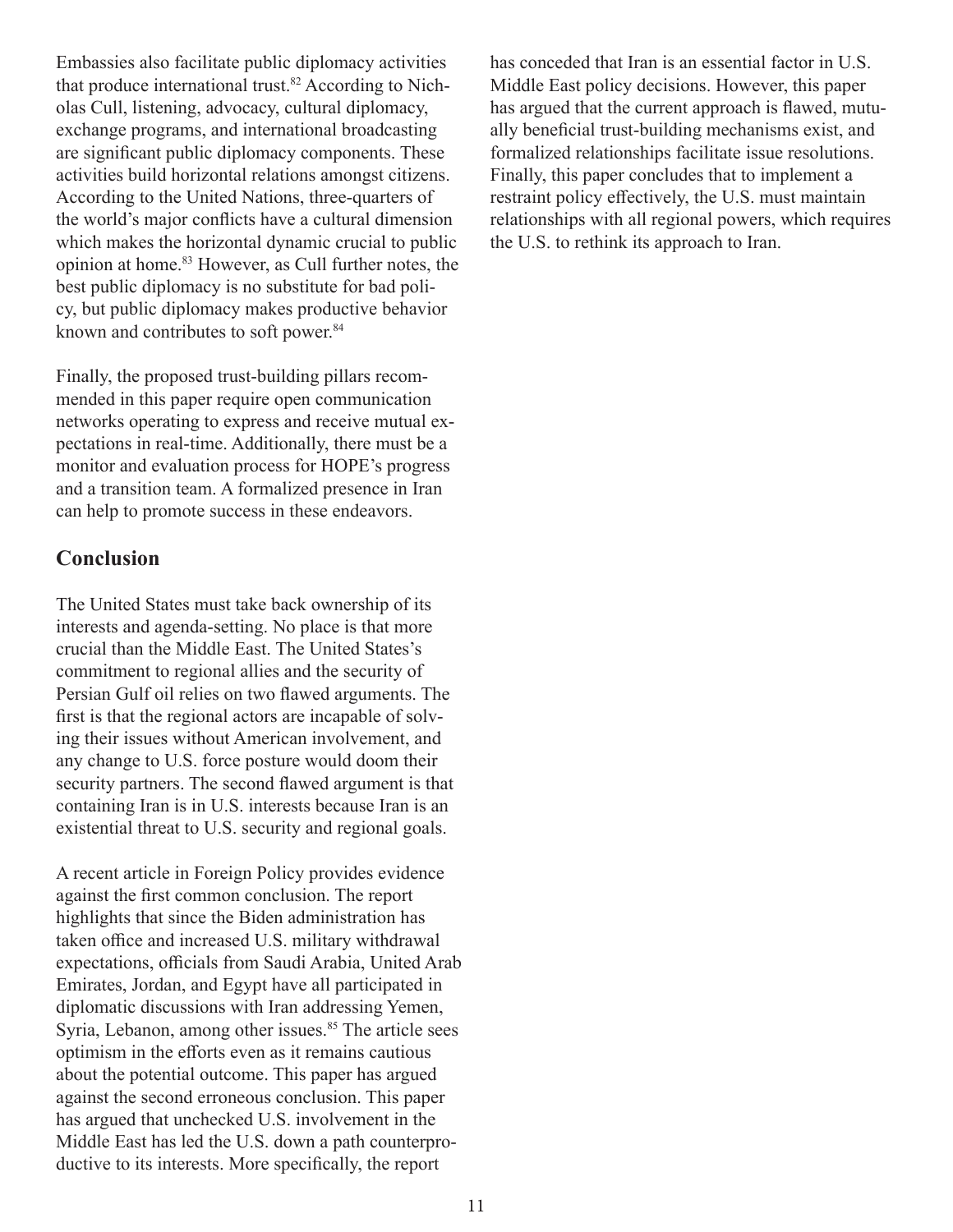Embassies also facilitate public diplomacy activities that produce international trust.[82] According to Nicholas Cull, listening, advocacy, cultural diplomacy, exchange programs, and international broadcasting are significant public diplomacy components. These activities build horizontal relations amongst citizens. According to the United Nations, three-quarters of the world's major conflicts have a cultural dimension which makes the horizontal dynamic crucial to public opinion at home.[83] However, as Cull further notes, the best public diplomacy is no substitute for bad policy, but public diplomacy makes productive behavior known and contributes to soft power.[84]

Finally, the proposed trust-building pillars recommended in this paper require open communication networks operating to express and receive mutual expectations in real-time. Additionally, there must be a monitor and evaluation process for HOPE's progress and a transition team. A formalized presence in Iran can help to promote success in these endeavors.

## Conclusion

The United States must take back ownership of its interests and agenda-setting. No place is that more crucial than the Middle East. The United States's commitment to regional allies and the security of Persian Gulf oil relies on two flawed arguments. The first is that the regional actors are incapable of solving their issues without American involvement, and any change to U.S. force posture would doom their security partners. The second flawed argument is that containing Iran is in U.S. interests because Iran is an existential threat to U.S. security and regional goals.

A recent article in Foreign Policy provides evidence against the first common conclusion. The report highlights that since the Biden administration has taken office and increased U.S. military withdrawal expectations, officials from Saudi Arabia, United Arab Emirates, Jordan, and Egypt have all participated in diplomatic discussions with Iran addressing Yemen, Syria, Lebanon, among other issues.[85] The article sees optimism in the efforts even as it remains cautious about the potential outcome. This paper has argued against the second erroneous conclusion. This paper has argued that unchecked U.S. involvement in the Middle East has led the U.S. down a path counterproductive to its interests. More specifically, the report has conceded that Iran is an essential factor in U.S. Middle East policy decisions. However, this paper has argued that the current approach is flawed, mutually beneficial trust-building mechanisms exist, and formalized relationships facilitate issue resolutions. Finally, this paper concludes that to implement a restraint policy effectively, the U.S. must maintain relationships with all regional powers, which requires the U.S. to rethink its approach to Iran.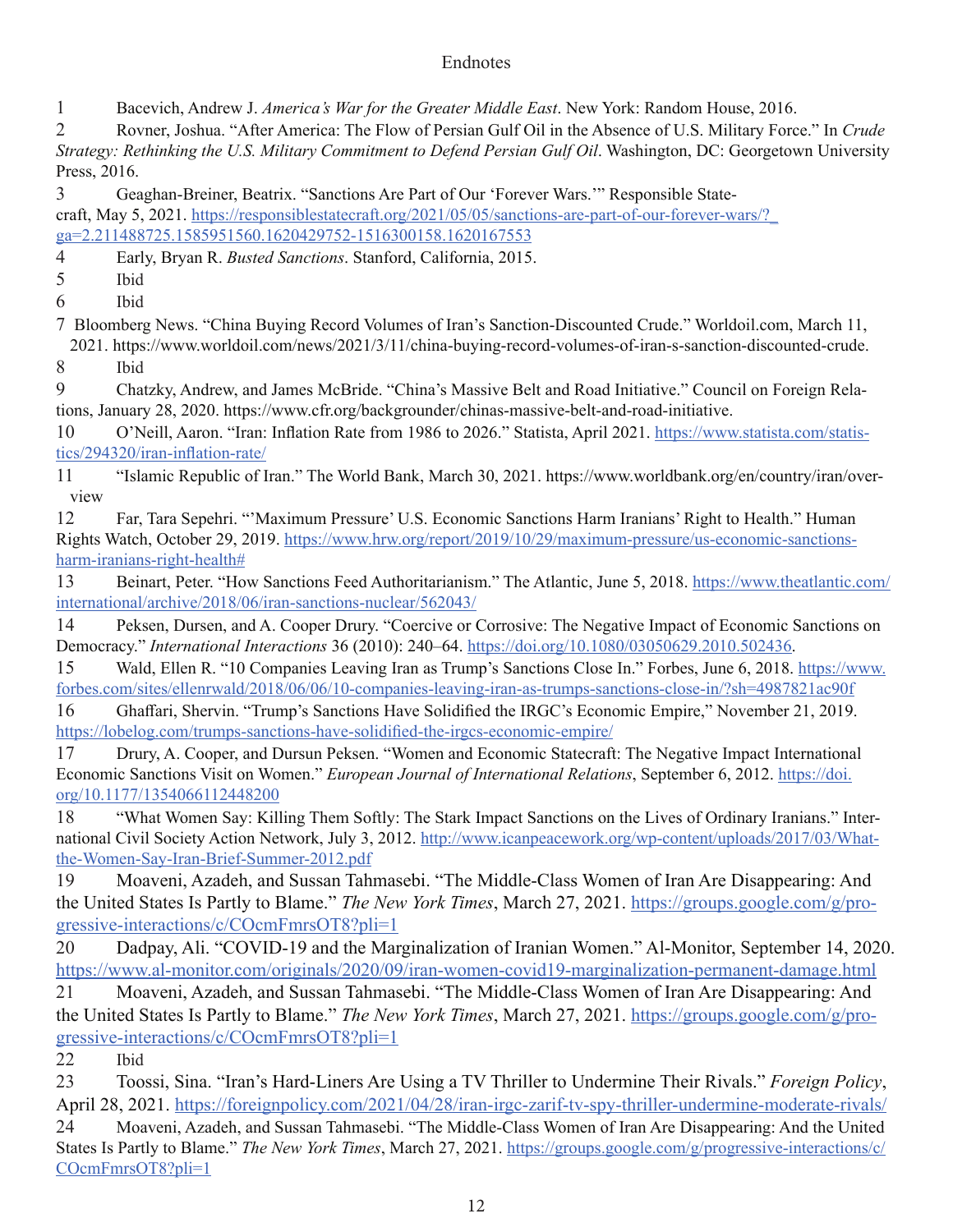# Endnotes

1. Bacevich, Andrew J. *America's War for the Greater Middle East*. New York: Random House, 2016.
2. Rovner, Joshua. "After America: The Flow of Persian Gulf Oil in the Absence of U.S. Military Force." In *Crude Strategy: Rethinking the U.S. Military Commitment to Defend Persian Gulf Oil*. Washington, DC: Georgetown University Press, 2016.
3. Geaghan-Breiner, Beatrix. "Sanctions Are Part of Our 'Forever Wars.'" Responsible Statecraft, May 5, 2021. https://responsiblestatecraft.org/2021/05/05/sanctions-are-part-of-our-forever-wars/?_ga=2.211488725.1585951560.1620429752-1516300158.1620167553
4. Early, Bryan R. *Busted Sanctions*. Stanford, California, 2015.
5. Ibid
6. Ibid
7. Bloomberg News. "China Buying Record Volumes of Iran's Sanction-Discounted Crude." Worldoil.com, March 11, 2021. https://www.worldoil.com/news/2021/3/11/china-buying-record-volumes-of-iran-s-sanction-discounted-crude.
8. Ibid
9. Chatzky, Andrew, and James McBride. "China's Massive Belt and Road Initiative." Council on Foreign Relations, January 28, 2020. https://www.cfr.org/backgrounder/chinas-massive-belt-and-road-initiative.
10. O'Neill, Aaron. "Iran: Inflation Rate from 1986 to 2026." Statista, April 2021. https://www.statista.com/statistics/294320/iran-inflation-rate/
11. "Islamic Republic of Iran." The World Bank, March 30, 2021. https://www.worldbank.org/en/country/iran/overview
12. Far, Tara Sepehri. "'Maximum Pressure' U.S. Economic Sanctions Harm Iranians' Right to Health." Human Rights Watch, October 29, 2019. https://www.hrw.org/report/2019/10/29/maximum-pressure/us-economic-sanctions-harm-iranians-right-health#
13. Beinart, Peter. "How Sanctions Feed Authoritarianism." The Atlantic, June 5, 2018. https://www.theatlantic.com/international/archive/2018/06/iran-sanctions-nuclear/562043/
14. Peksen, Dursen, and A. Cooper Drury. "Coercive or Corrosive: The Negative Impact of Economic Sanctions on Democracy." *International Interactions* 36 (2010): 240–64. https://doi.org/10.1080/03050629.2010.502436.
15. Wald, Ellen R. "10 Companies Leaving Iran as Trump's Sanctions Close In." Forbes, June 6, 2018. https://www.forbes.com/sites/ellenrwald/2018/06/06/10-companies-leaving-iran-as-trumps-sanctions-close-in/?sh=4987821ac90f
16. Ghaffari, Shervin. "Trump's Sanctions Have Solidified the IRGC's Economic Empire," November 21, 2019. https://lobelog.com/trumps-sanctions-have-solidified-the-irgcs-economic-empire/
17. Drury, A. Cooper, and Dursun Peksen. "Women and Economic Statecraft: The Negative Impact International Economic Sanctions Visit on Women." *European Journal of International Relations*, September 6, 2012. https://doi.org/10.1177/1354066112448200
18. "What Women Say: Killing Them Softly: The Stark Impact Sanctions on the Lives of Ordinary Iranians." International Civil Society Action Network, July 3, 2012. http://www.icanpeacework.org/wp-content/uploads/2017/03/What-the-Women-Say-Iran-Brief-Summer-2012.pdf
19. Moaveni, Azadeh, and Sussan Tahmasebi. "The Middle-Class Women of Iran Are Disappearing: And the United States Is Partly to Blame." *The New York Times*, March 27, 2021. https://groups.google.com/g/progressive-interactions/c/COcmFmrsOT8?pli=1
20. Dadpay, Ali. "COVID-19 and the Marginalization of Iranian Women." Al-Monitor, September 14, 2020. https://www.al-monitor.com/originals/2020/09/iran-women-covid19-marginalization-permanent-damage.html
21. Moaveni, Azadeh, and Sussan Tahmasebi. "The Middle-Class Women of Iran Are Disappearing: And the United States Is Partly to Blame." *The New York Times*, March 27, 2021. https://groups.google.com/g/progressive-interactions/c/COcmFmrsOT8?pli=1
22. Ibid
23. Toossi, Sina. "Iran's Hard-Liners Are Using a TV Thriller to Undermine Their Rivals." *Foreign Policy*, April 28, 2021. https://foreignpolicy.com/2021/04/28/iran-irgc-zarif-tv-spy-thriller-undermine-moderate-rivals/
24. Moaveni, Azadeh, and Sussan Tahmasebi. "The Middle-Class Women of Iran Are Disappearing: And the United States Is Partly to Blame." *The New York Times*, March 27, 2021. https://groups.google.com/g/progressive-interactions/c/COcmFmrsOT8?pli=1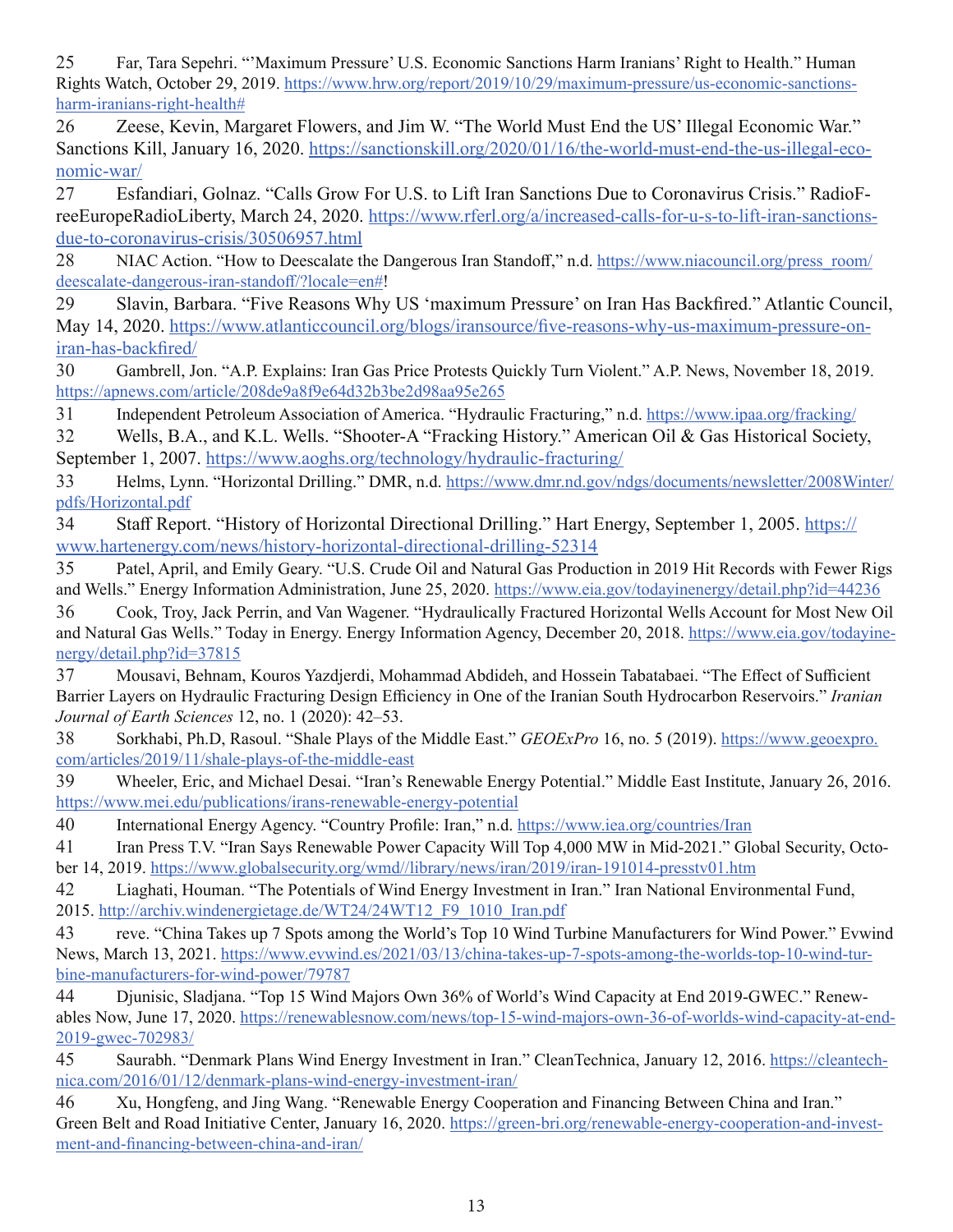25 Far, Tara Sepehri. "'Maximum Pressure' U.S. Economic Sanctions Harm Iranians' Right to Health." Human Rights Watch, October 29, 2019. https://www.hrw.org/report/2019/10/29/maximum-pressure/us-economic-sanctions-harm-iranians-right-health#

26 Zeese, Kevin, Margaret Flowers, and Jim W. "The World Must End the US' Illegal Economic War." Sanctions Kill, January 16, 2020. https://sanctionskill.org/2020/01/16/the-world-must-end-the-us-illegal-economic-war/

27 Esfandiari, Golnaz. "Calls Grow For U.S. to Lift Iran Sanctions Due to Coronavirus Crisis." RadioFreeEuropeRadioLiberty, March 24, 2020. https://www.rferl.org/a/increased-calls-for-u-s-to-lift-iran-sanctions-due-to-coronavirus-crisis/30506957.html

28 NIAC Action. "How to Deescalate the Dangerous Iran Standoff," n.d. https://www.niacouncil.org/press_room/deescalate-dangerous-iran-standoff/?locale=en#!

29 Slavin, Barbara. "Five Reasons Why US 'maximum Pressure' on Iran Has Backfired." Atlantic Council, May 14, 2020. https://www.atlanticcouncil.org/blogs/iransource/five-reasons-why-us-maximum-pressure-on-iran-has-backfired/

30 Gambrell, Jon. "A.P. Explains: Iran Gas Price Protests Quickly Turn Violent." A.P. News, November 18, 2019. https://apnews.com/article/208de9a8f9e64d32b3be2d98aa95e265

31 Independent Petroleum Association of America. "Hydraulic Fracturing," n.d. https://www.ipaa.org/fracking/

32 Wells, B.A., and K.L. Wells. "Shooter-A "Fracking History." American Oil & Gas Historical Society, September 1, 2007. https://www.aoghs.org/technology/hydraulic-fracturing/

33 Helms, Lynn. "Horizontal Drilling." DMR, n.d. https://www.dmr.nd.gov/ndgs/documents/newsletter/2008Winter/pdfs/Horizontal.pdf

34 Staff Report. "History of Horizontal Directional Drilling." Hart Energy, September 1, 2005. https://www.hartenergy.com/news/history-horizontal-directional-drilling-52314

35 Patel, April, and Emily Geary. "U.S. Crude Oil and Natural Gas Production in 2019 Hit Records with Fewer Rigs and Wells." Energy Information Administration, June 25, 2020. https://www.eia.gov/todayinenergy/detail.php?id=44236

36 Cook, Troy, Jack Perrin, and Van Wagener. "Hydraulically Fractured Horizontal Wells Account for Most New Oil and Natural Gas Wells." Today in Energy. Energy Information Agency, December 20, 2018. https://www.eia.gov/todayinenergy/detail.php?id=37815

37 Mousavi, Behnam, Kouros Yazdjerdi, Mohammad Abdideh, and Hossein Tabatabaei. "The Effect of Sufficient Barrier Layers on Hydraulic Fracturing Design Efficiency in One of the Iranian South Hydrocarbon Reservoirs." *Iranian Journal of Earth Sciences* 12, no. 1 (2020): 42–53.

38 Sorkhabi, Ph.D, Rasoul. "Shale Plays of the Middle East." *GEOExPro* 16, no. 5 (2019). https://www.geoexpro.com/articles/2019/11/shale-plays-of-the-middle-east

39 Wheeler, Eric, and Michael Desai. "Iran's Renewable Energy Potential." Middle East Institute, January 26, 2016. https://www.mei.edu/publications/irans-renewable-energy-potential

40 International Energy Agency. "Country Profile: Iran," n.d. https://www.iea.org/countries/Iran

41 Iran Press T.V. "Iran Says Renewable Power Capacity Will Top 4,000 MW in Mid-2021." Global Security, October 14, 2019. https://www.globalsecurity.org/wmd//library/news/iran/2019/iran-191014-presstv01.htm

42 Liaghati, Houman. "The Potentials of Wind Energy Investment in Iran." Iran National Environmental Fund, 2015. http://archiv.windenergietage.de/WT24/24WT12_F9_1010_Iran.pdf

43 reve. "China Takes up 7 Spots among the World's Top 10 Wind Turbine Manufacturers for Wind Power." Evwind News, March 13, 2021. https://www.evwind.es/2021/03/13/china-takes-up-7-spots-among-the-worlds-top-10-wind-turbine-manufacturers-for-wind-power/79787

44 Djunisic, Sladjana. "Top 15 Wind Majors Own 36% of World's Wind Capacity at End 2019-GWEC." Renewables Now, June 17, 2020. https://renewablesnow.com/news/top-15-wind-majors-own-36-of-worlds-wind-capacity-at-end-2019-gwec-702983/

45 Saurabh. "Denmark Plans Wind Energy Investment in Iran." CleanTechnica, January 12, 2016. https://cleantechnica.com/2016/01/12/denmark-plans-wind-energy-investment-iran/

46 Xu, Hongfeng, and Jing Wang. "Renewable Energy Cooperation and Financing Between China and Iran." Green Belt and Road Initiative Center, January 16, 2020. https://green-bri.org/renewable-energy-cooperation-and-investment-and-financing-between-china-and-iran/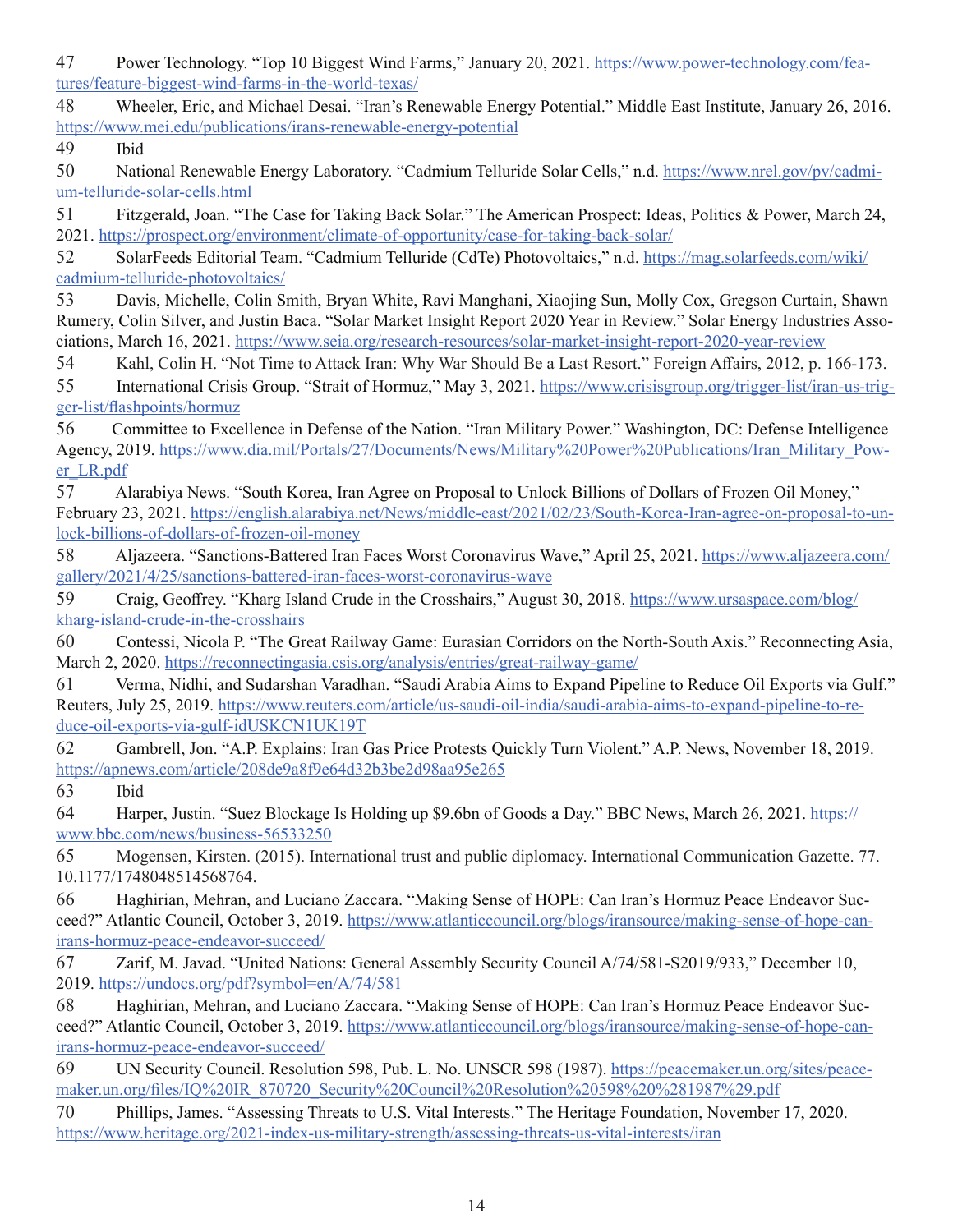47 Power Technology. "Top 10 Biggest Wind Farms," January 20, 2021. https://www.power-technology.com/features/feature-biggest-wind-farms-in-the-world-texas/

48 Wheeler, Eric, and Michael Desai. "Iran's Renewable Energy Potential." Middle East Institute, January 26, 2016. https://www.mei.edu/publications/irans-renewable-energy-potential

49 Ibid

50 National Renewable Energy Laboratory. "Cadmium Telluride Solar Cells," n.d. https://www.nrel.gov/pv/cadmium-telluride-solar-cells.html

51 Fitzgerald, Joan. "The Case for Taking Back Solar." The American Prospect: Ideas, Politics & Power, March 24, 2021. https://prospect.org/environment/climate-of-opportunity/case-for-taking-back-solar/

52 SolarFeeds Editorial Team. "Cadmium Telluride (CdTe) Photovoltaics," n.d. https://mag.solarfeeds.com/wiki/cadmium-telluride-photovoltaics/

53 Davis, Michelle, Colin Smith, Bryan White, Ravi Manghani, Xiaojing Sun, Molly Cox, Gregson Curtain, Shawn Rumery, Colin Silver, and Justin Baca. "Solar Market Insight Report 2020 Year in Review." Solar Energy Industries Associations, March 16, 2021. https://www.seia.org/research-resources/solar-market-insight-report-2020-year-review

54 Kahl, Colin H. "Not Time to Attack Iran: Why War Should Be a Last Resort." Foreign Affairs, 2012, p. 166-173.

55 International Crisis Group. "Strait of Hormuz," May 3, 2021. https://www.crisisgroup.org/trigger-list/iran-us-trigger-list/flashpoints/hormuz

56 Committee to Excellence in Defense of the Nation. "Iran Military Power." Washington, DC: Defense Intelligence Agency, 2019. https://www.dia.mil/Portals/27/Documents/News/Military%20Power%20Publications/Iran_Military_Power_LR.pdf

57 Alarabiya News. "South Korea, Iran Agree on Proposal to Unlock Billions of Dollars of Frozen Oil Money," February 23, 2021. https://english.alarabiya.net/News/middle-east/2021/02/23/South-Korea-Iran-agree-on-proposal-to-unlock-billions-of-dollars-of-frozen-oil-money

58 Aljazeera. "Sanctions-Battered Iran Faces Worst Coronavirus Wave," April 25, 2021. https://www.aljazeera.com/gallery/2021/4/25/sanctions-battered-iran-faces-worst-coronavirus-wave

59 Craig, Geoffrey. "Kharg Island Crude in the Crosshairs," August 30, 2018. https://www.ursaspace.com/blog/kharg-island-crude-in-the-crosshairs

60 Contessi, Nicola P. "The Great Railway Game: Eurasian Corridors on the North-South Axis." Reconnecting Asia, March 2, 2020. https://reconnectingasia.csis.org/analysis/entries/great-railway-game/

61 Verma, Nidhi, and Sudarshan Varadhan. "Saudi Arabia Aims to Expand Pipeline to Reduce Oil Exports via Gulf." Reuters, July 25, 2019. https://www.reuters.com/article/us-saudi-oil-india/saudi-arabia-aims-to-expand-pipeline-to-reduce-oil-exports-via-gulf-idUSKCN1UK19T

62 Gambrell, Jon. "A.P. Explains: Iran Gas Price Protests Quickly Turn Violent." A.P. News, November 18, 2019. https://apnews.com/article/208de9a8f9e64d32b3be2d98aa95e265

63 Ibid

64 Harper, Justin. "Suez Blockage Is Holding up $9.6bn of Goods a Day." BBC News, March 26, 2021. https://www.bbc.com/news/business-56533250

65 Mogensen, Kirsten. (2015). International trust and public diplomacy. International Communication Gazette. 77. 10.1177/1748048514568764.

66 Haghirian, Mehran, and Luciano Zaccara. "Making Sense of HOPE: Can Iran's Hormuz Peace Endeavor Succeed?" Atlantic Council, October 3, 2019. https://www.atlanticcouncil.org/blogs/iransource/making-sense-of-hope-can-irans-hormuz-peace-endeavor-succeed/

67 Zarif, M. Javad. "United Nations: General Assembly Security Council A/74/581-S2019/933," December 10, 2019. https://undocs.org/pdf?symbol=en/A/74/581

68 Haghirian, Mehran, and Luciano Zaccara. "Making Sense of HOPE: Can Iran's Hormuz Peace Endeavor Succeed?" Atlantic Council, October 3, 2019. https://www.atlanticcouncil.org/blogs/iransource/making-sense-of-hope-can-irans-hormuz-peace-endeavor-succeed/

69 UN Security Council. Resolution 598, Pub. L. No. UNSCR 598 (1987). https://peacemaker.un.org/sites/peacemaker.un.org/files/IQ%20IR_870720_Security%20Council%20Resolution%20598%20%281987%29.pdf

70 Phillips, James. "Assessing Threats to U.S. Vital Interests." The Heritage Foundation, November 17, 2020. https://www.heritage.org/2021-index-us-military-strength/assessing-threats-us-vital-interests/iran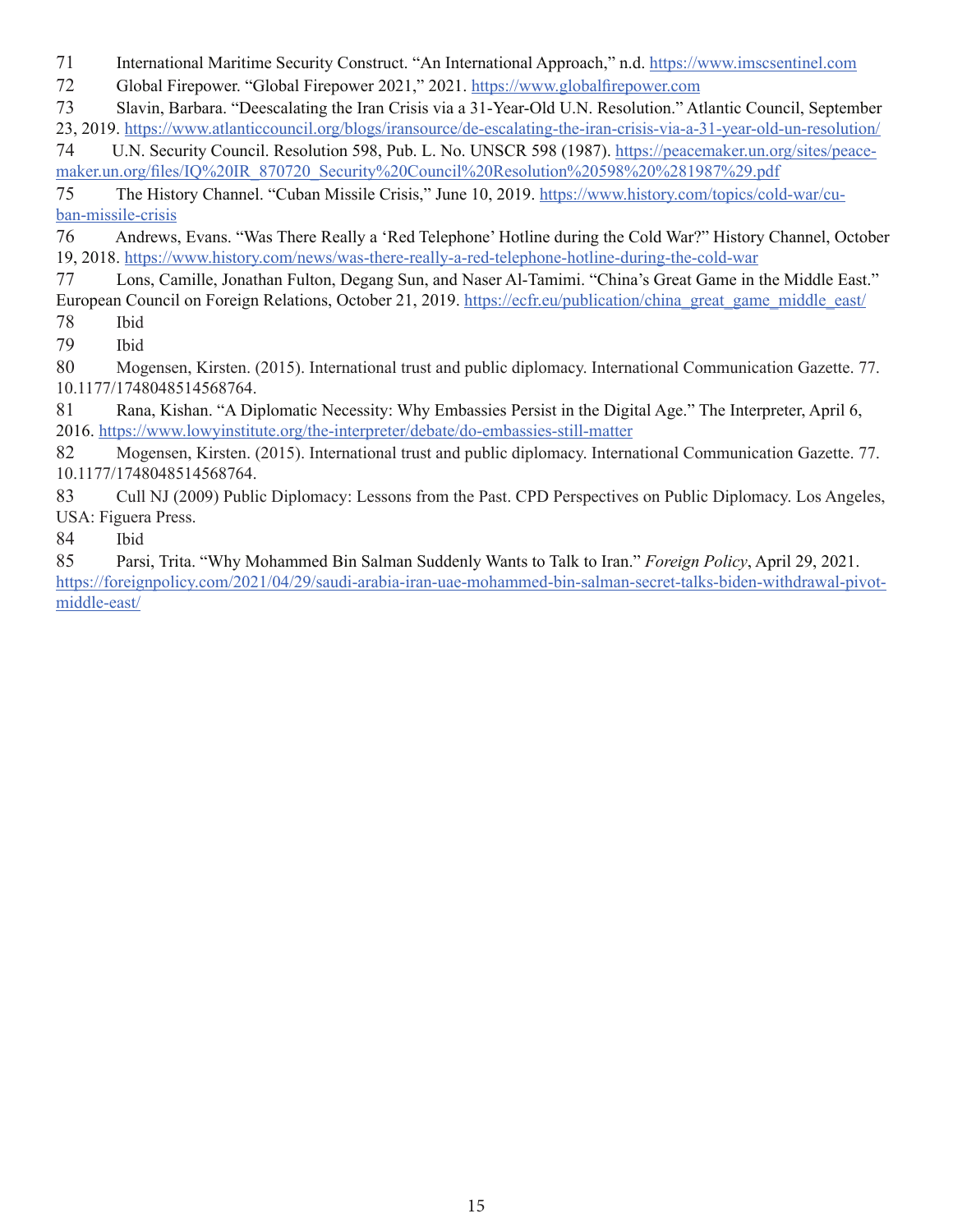71 International Maritime Security Construct. "An International Approach," n.d. https://www.imscsentinel.com

72 Global Firepower. "Global Firepower 2021," 2021. https://www.globalfirepower.com

73 Slavin, Barbara. "Deescalating the Iran Crisis via a 31-Year-Old U.N. Resolution." Atlantic Council, September 23, 2019. https://www.atlanticcouncil.org/blogs/iransource/de-escalating-the-iran-crisis-via-a-31-year-old-un-resolution/

74 U.N. Security Council. Resolution 598, Pub. L. No. UNSCR 598 (1987). https://peacemaker.un.org/sites/peacemaker.un.org/files/IQ%20IR_870720_Security%20Council%20Resolution%20598%20%281987%29.pdf

75 The History Channel. "Cuban Missile Crisis," June 10, 2019. https://www.history.com/topics/cold-war/cuban-missile-crisis

76 Andrews, Evans. "Was There Really a 'Red Telephone' Hotline during the Cold War?" History Channel, October 19, 2018. https://www.history.com/news/was-there-really-a-red-telephone-hotline-during-the-cold-war

77 Lons, Camille, Jonathan Fulton, Degang Sun, and Naser Al-Tamimi. "China's Great Game in the Middle East." European Council on Foreign Relations, October 21, 2019. https://ecfr.eu/publication/china_great_game_middle_east/

78 Ibid

79 Ibid

80 Mogensen, Kirsten. (2015). International trust and public diplomacy. International Communication Gazette. 77. 10.1177/1748048514568764.

81 Rana, Kishan. "A Diplomatic Necessity: Why Embassies Persist in the Digital Age." The Interpreter, April 6, 2016. https://www.lowyinstitute.org/the-interpreter/debate/do-embassies-still-matter

82 Mogensen, Kirsten. (2015). International trust and public diplomacy. International Communication Gazette. 77. 10.1177/1748048514568764.

83 Cull NJ (2009) Public Diplomacy: Lessons from the Past. CPD Perspectives on Public Diplomacy. Los Angeles, USA: Figuera Press.

84 Ibid

85 Parsi, Trita. "Why Mohammed Bin Salman Suddenly Wants to Talk to Iran." *Foreign Policy*, April 29, 2021. https://foreignpolicy.com/2021/04/29/saudi-arabia-iran-uae-mohammed-bin-salman-secret-talks-biden-withdrawal-pivot-middle-east/